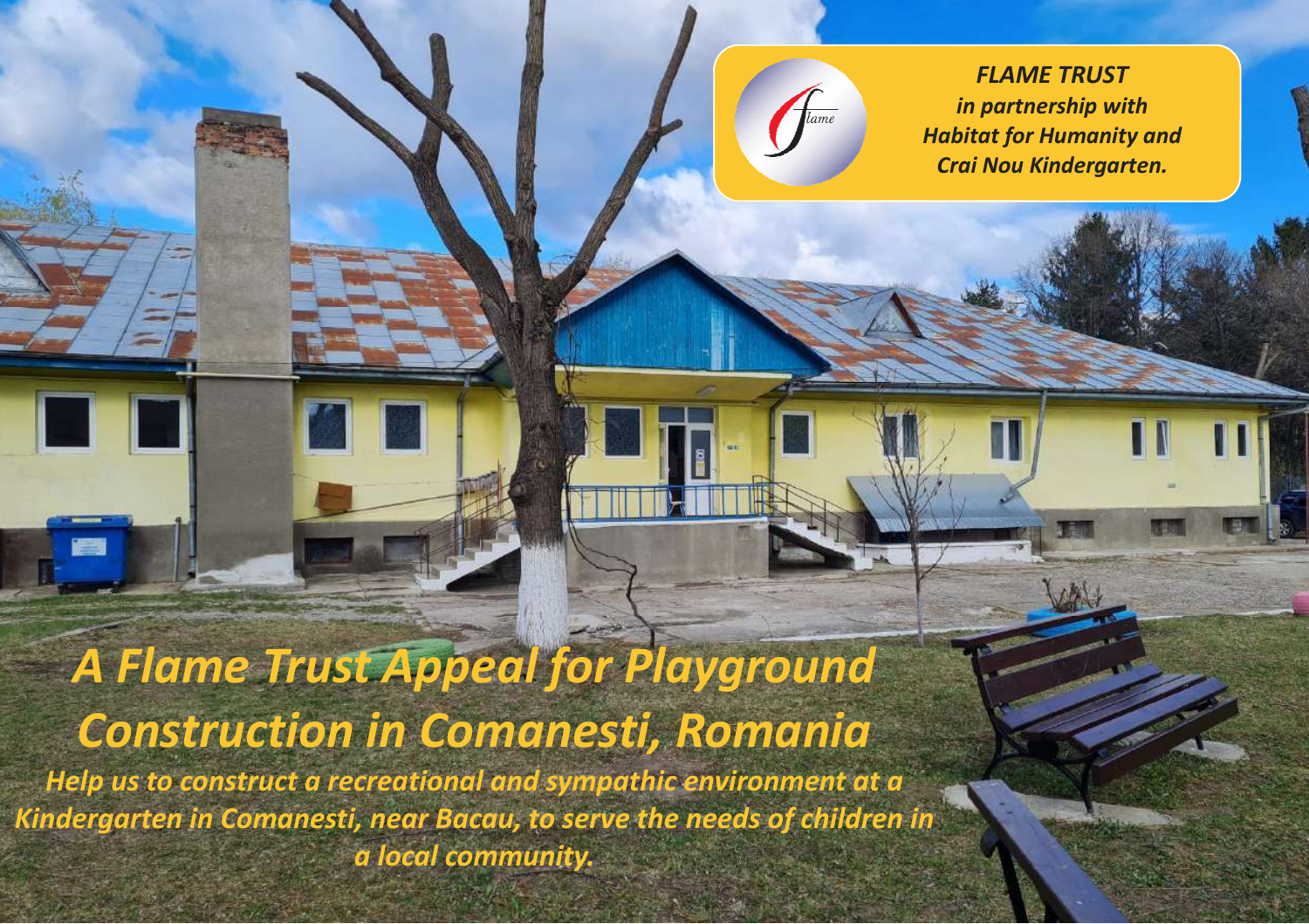*FLAME TRUST*
*in partnership with*
*Habitat for Humanity and*
*Crai Nou Kindergarten.*

# *A Flame Trust Appeal for Playground Construction in Comanesti, Romania*

*Help us to construct a recreational and sympathic environment at a Kindergarten in Comanesti, near Bacau, to serve the needs of children in a local community.*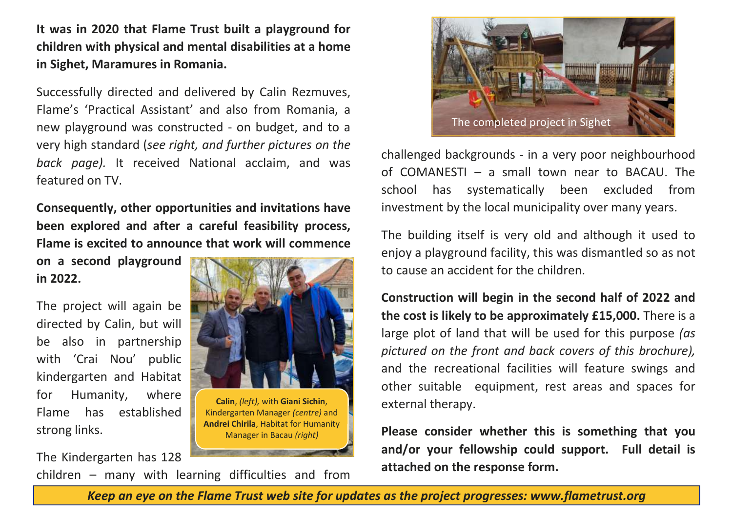**It was in 2020 that Flame Trust built a playground for children with physical and mental disabilities at a home in Sighet, Maramures in Romania.**

Successfully directed and delivered by Calin Rezmuves, Flame's 'Practical Assistant' and also from Romania, a new playground was constructed - on budget, and to a very high standard (*see right, and further pictures on the back page).* It received National acclaim, and was featured on TV.

**Consequently, other opportunities and invitations have been explored and after a careful feasibility process, Flame is excited to announce that work will commence on a second playground in 2022.**

The project will again be directed by Calin, but will be also in partnership with 'Crai Nou' public kindergarten and Habitat for Humanity, where Flame has established strong links.

**Calin**, *(left),* with **Giani Sichin**, Kindergarten Manager *(centre)* and **Andrei Chirila**, Habitat for Humanity Manager in Bacau *(right)*

The Kindergarten has 128 children – many with learning difficulties and from challenged backgrounds - in a very poor neighbourhood of COMANESTI – a small town near to BACAU. The school has systematically been excluded from investment by the local municipality over many years.

The completed project in Sighet

The building itself is very old and although it used to enjoy a playground facility, this was dismantled so as not to cause an accident for the children.

**Construction will begin in the second half of 2022 and the cost is likely to be approximately £15,000.** There is a large plot of land that will be used for this purpose *(as pictured on the front and back covers of this brochure),* and the recreational facilities will feature swings and other suitable equipment, rest areas and spaces for external therapy.

**Please consider whether this is something that you and/or your fellowship could support. Full detail is attached on the response form.**

***Keep an eye on the Flame Trust web site for updates as the project progresses: www.flametrust.org***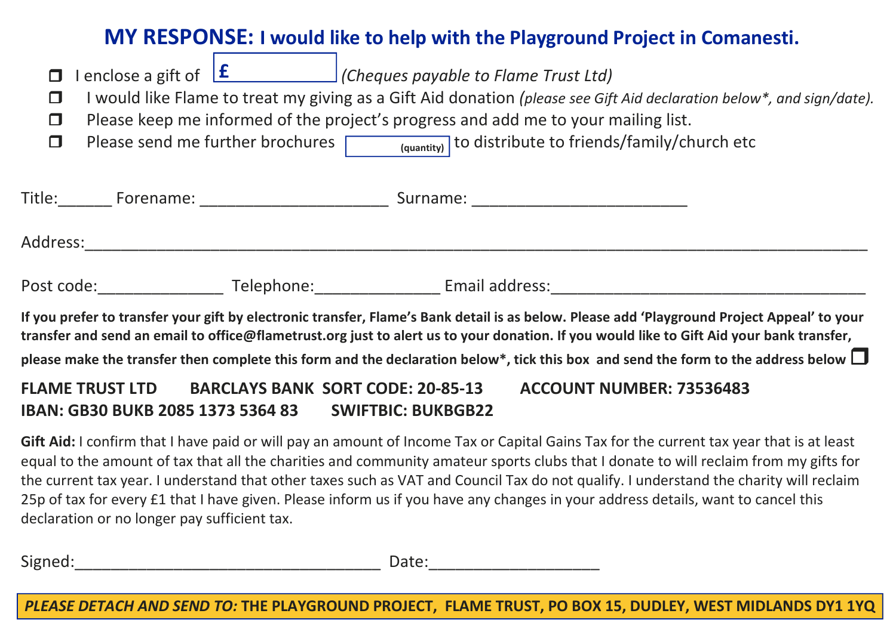## MY RESPONSE: I would like to help with the Playground Project in Comanesti.

- ☐ I enclose a gift of £ ______ *(Cheques payable to Flame Trust Ltd)*
- ☐ I would like Flame to treat my giving as a Gift Aid donation *(please see Gift Aid declaration below*, and sign/date).*
- ☐ Please keep me informed of the project's progress and add me to your mailing list.
- ☐ Please send me further brochures ______ (quantity) to distribute to friends/family/church etc

Title:______ Forename: ____________________ Surname: _______________________

Address:____________________________________________________________________________________

Post code:______________ Telephone:______________ Email address:___________________________________

**If you prefer to transfer your gift by electronic transfer, Flame's Bank detail is as below. Please add 'Playground Project Appeal' to your transfer and send an email to office@flametrust.org just to alert us to your donation. If you would like to Gift Aid your bank transfer, please make the transfer then complete this form and the declaration below*, tick this box and send the form to the address below** ☐

**FLAME TRUST LTD BARCLAYS BANK SORT CODE: 20-85-13 ACCOUNT NUMBER: 73536483**
**IBAN: GB30 BUKB 2085 1373 5364 83 SWIFTBIC: BUKBGB22**

**Gift Aid:** I confirm that I have paid or will pay an amount of Income Tax or Capital Gains Tax for the current tax year that is at least equal to the amount of tax that all the charities and community amateur sports clubs that I donate to will reclaim from my gifts for the current tax year. I understand that other taxes such as VAT and Council Tax do not qualify. I understand the charity will reclaim 25p of tax for every £1 that I have given. Please inform us if you have any changes in your address details, want to cancel this declaration or no longer pay sufficient tax.

Signed:__________________________________ Date:__________________

***PLEASE DETACH AND SEND TO:* THE PLAYGROUND PROJECT, FLAME TRUST, PO BOX 15, DUDLEY, WEST MIDLANDS DY1 1YQ**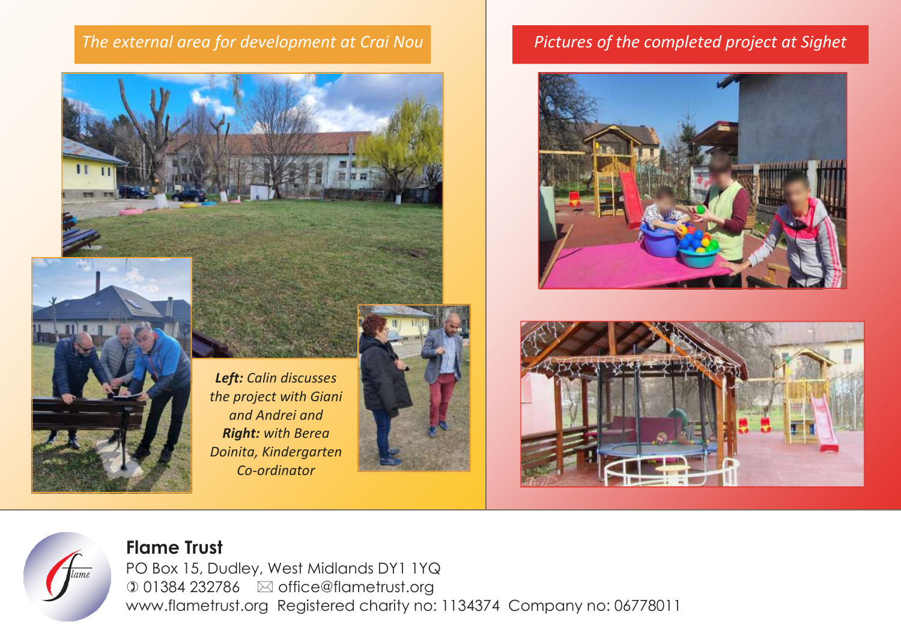*The external area for development at Crai Nou*

***Left:*** *Calin discusses the project with Giani and Andrei and* ***Right:*** *with Berea Doinita, Kindergarten Co-ordinator*

*Pictures of the completed project at Sighet*

**Flame Trust**

PO Box 15, Dudley, West Midlands DY1 1YQ
✆ 01384 232786 ✉ office@flametrust.org
www.flametrust.org Registered charity no: 1134374 Company no: 06778011